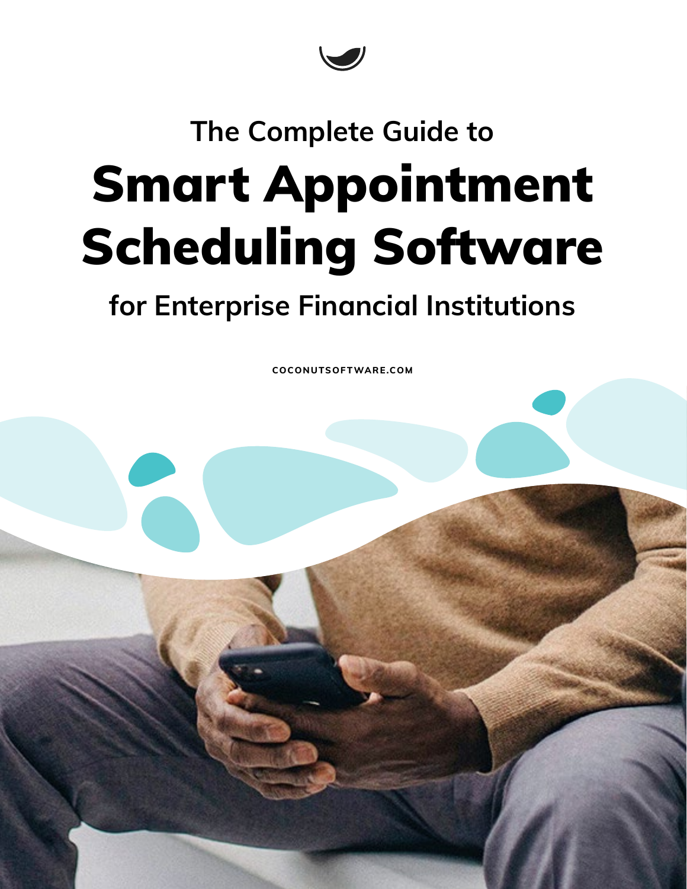The Complete Guide to

# Smart Appointment Scheduling Software

## for Enterprise Financial Institutions

COCONUTSOFTWARE.COM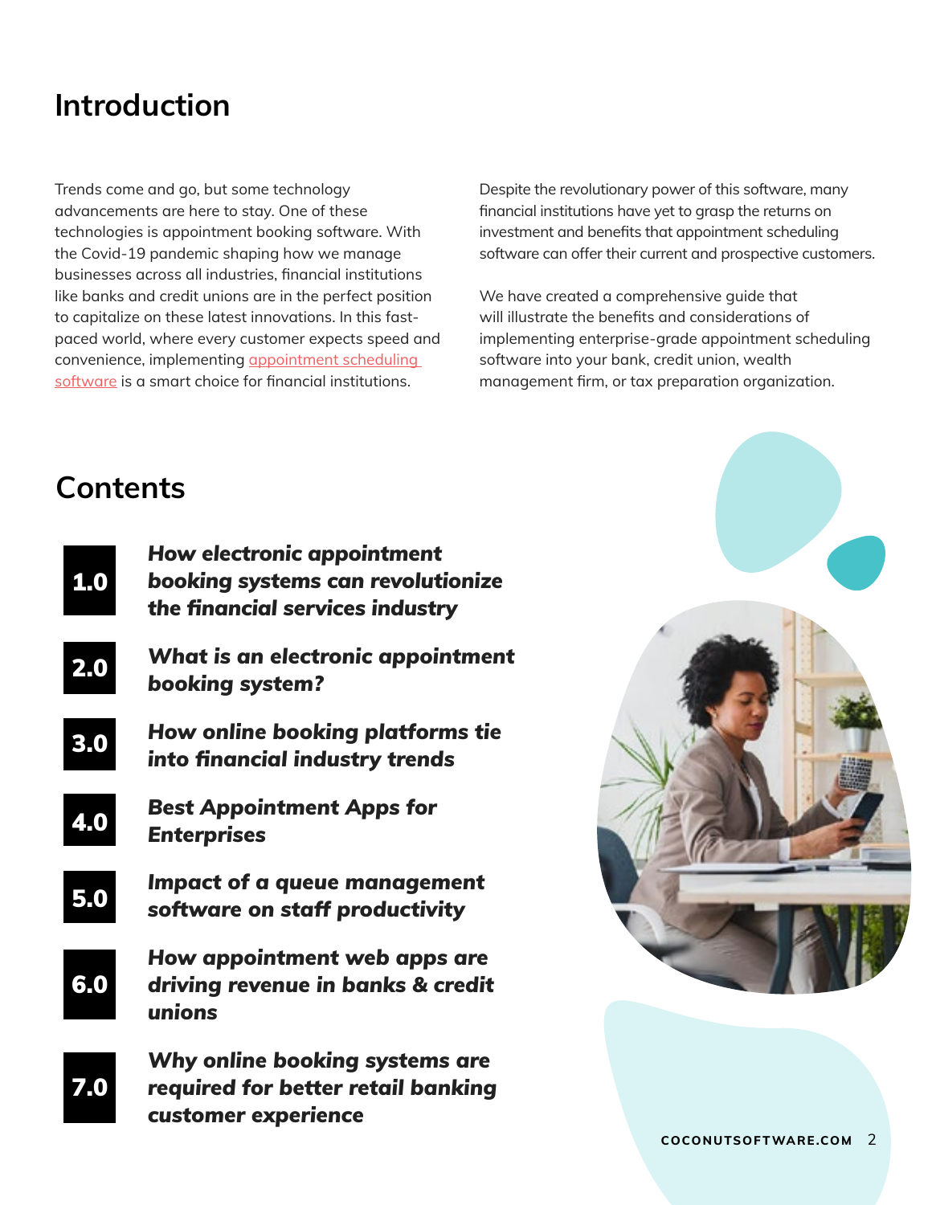# Introduction

Trends come and go, but some technology advancements are here to stay. One of these technologies is appointment booking software. With the Covid-19 pandemic shaping how we manage businesses across all industries, financial institutions like banks and credit unions are in the perfect position to capitalize on these latest innovations. In this fast-paced world, where every customer expects speed and convenience, implementing appointment scheduling software is a smart choice for financial institutions.

Despite the revolutionary power of this software, many financial institutions have yet to grasp the returns on investment and benefits that appointment scheduling software can offer their current and prospective customers.

We have created a comprehensive guide that will illustrate the benefits and considerations of implementing enterprise-grade appointment scheduling software into your bank, credit union, wealth management firm, or tax preparation organization.

# Contents

**1.0** ***How electronic appointment booking systems can revolutionize the financial services industry***

**2.0** ***What is an electronic appointment booking system?***

**3.0** ***How online booking platforms tie into financial industry trends***

**4.0** ***Best Appointment Apps for Enterprises***

**5.0** ***Impact of a queue management software on staff productivity***

**6.0** ***How appointment web apps are driving revenue in banks & credit unions***

**7.0** ***Why online booking systems are required for better retail banking customer experience***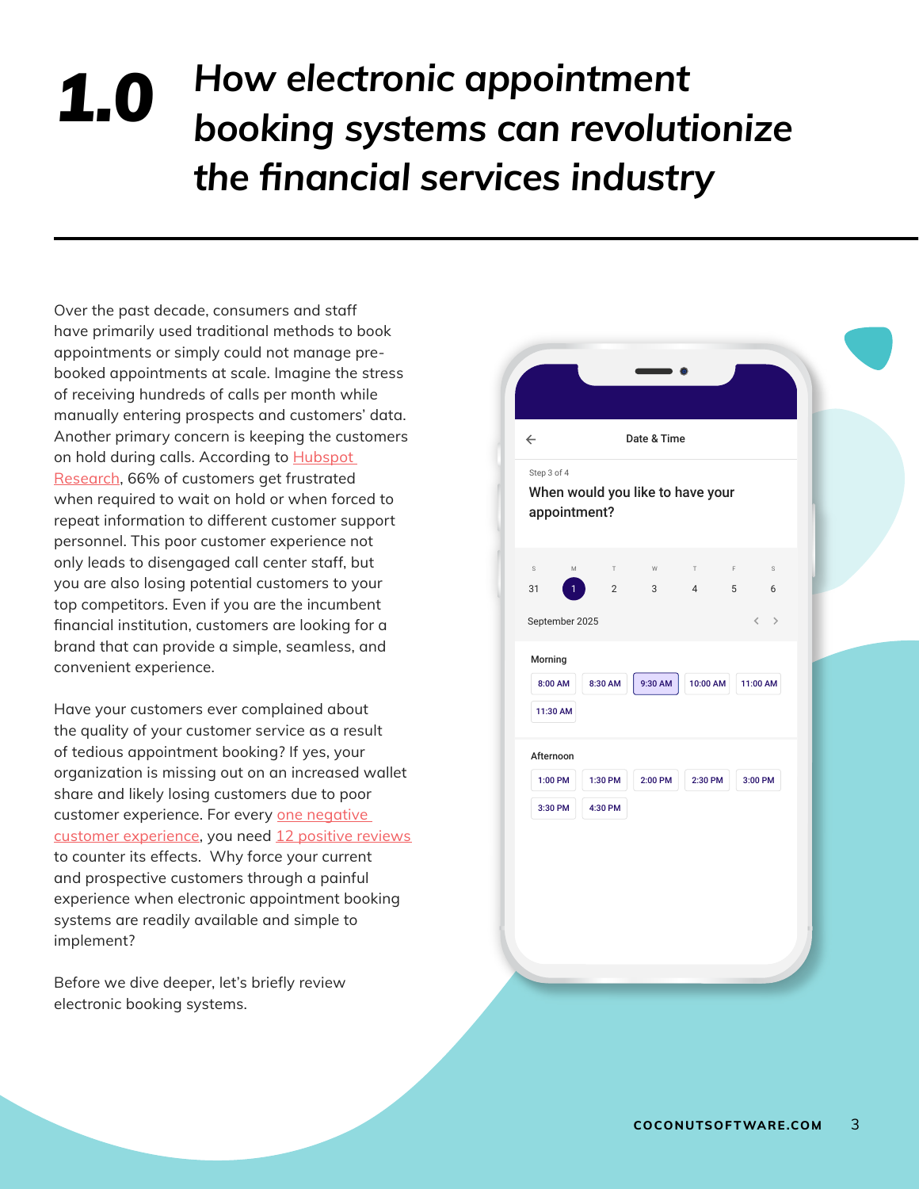# 1.0 *How electronic appointment booking systems can revolutionize the financial services industry*

Over the past decade, consumers and staff have primarily used traditional methods to book appointments or simply could not manage pre-booked appointments at scale. Imagine the stress of receiving hundreds of calls per month while manually entering prospects and customers' data. Another primary concern is keeping the customers on hold during calls. According to Hubspot Research, 66% of customers get frustrated when required to wait on hold or when forced to repeat information to different customer support personnel. This poor customer experience not only leads to disengaged call center staff, but you are also losing potential customers to your top competitors. Even if you are the incumbent financial institution, customers are looking for a brand that can provide a simple, seamless, and convenient experience.

Have your customers ever complained about the quality of your customer service as a result of tedious appointment booking? If yes, your organization is missing out on an increased wallet share and likely losing customers due to poor customer experience. For every one negative customer experience, you need 12 positive reviews to counter its effects. Why force your current and prospective customers through a painful experience when electronic appointment booking systems are readily available and simple to implement?

Before we dive deeper, let's briefly review electronic booking systems.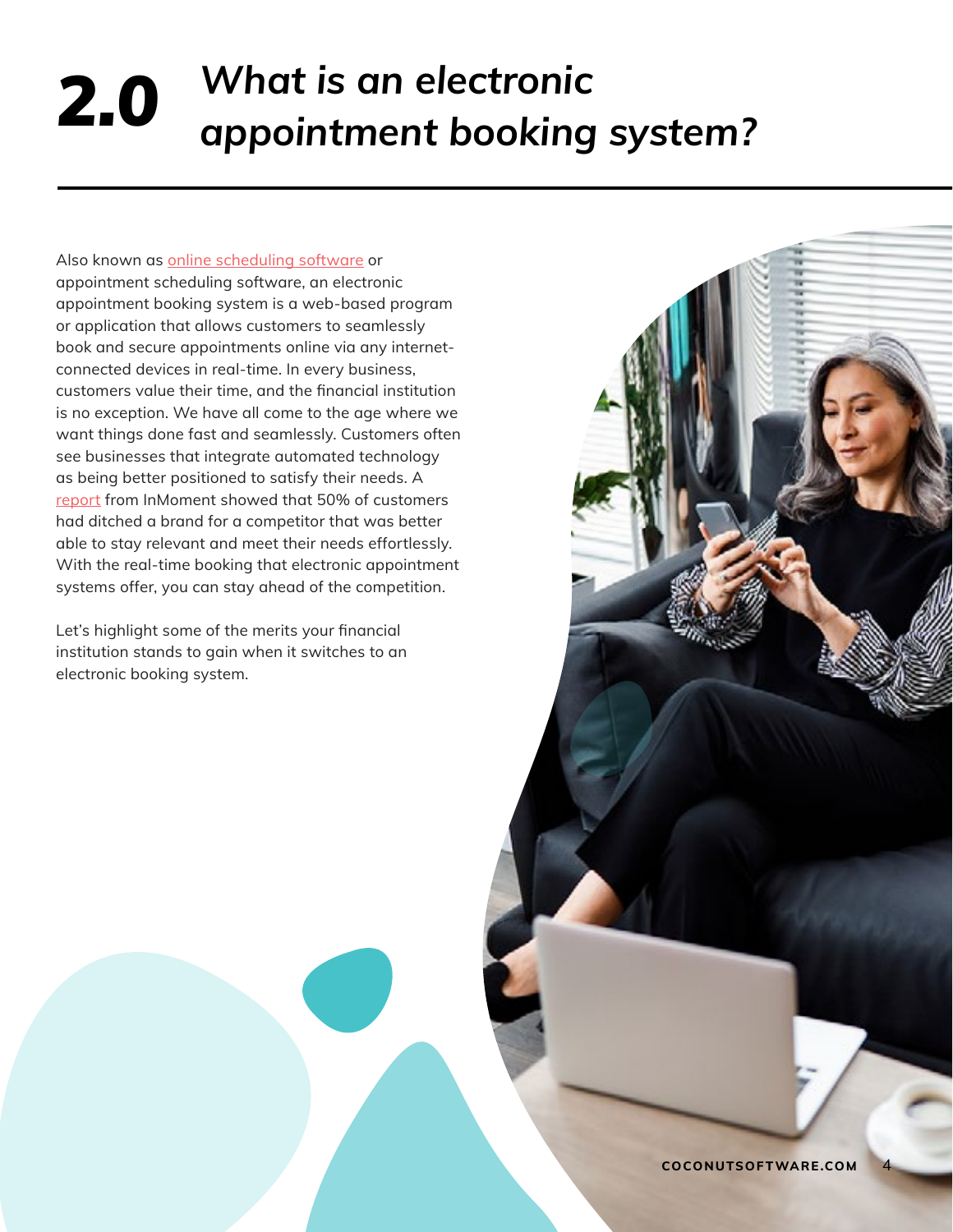# 2.0 *What is an electronic appointment booking system?*

Also known as online scheduling software or appointment scheduling software, an electronic appointment booking system is a web-based program or application that allows customers to seamlessly book and secure appointments online via any internet-connected devices in real-time. In every business, customers value their time, and the financial institution is no exception. We have all come to the age where we want things done fast and seamlessly. Customers often see businesses that integrate automated technology as being better positioned to satisfy their needs. A report from InMoment showed that 50% of customers had ditched a brand for a competitor that was better able to stay relevant and meet their needs effortlessly. With the real-time booking that electronic appointment systems offer, you can stay ahead of the competition.

Let's highlight some of the merits your financial institution stands to gain when it switches to an electronic booking system.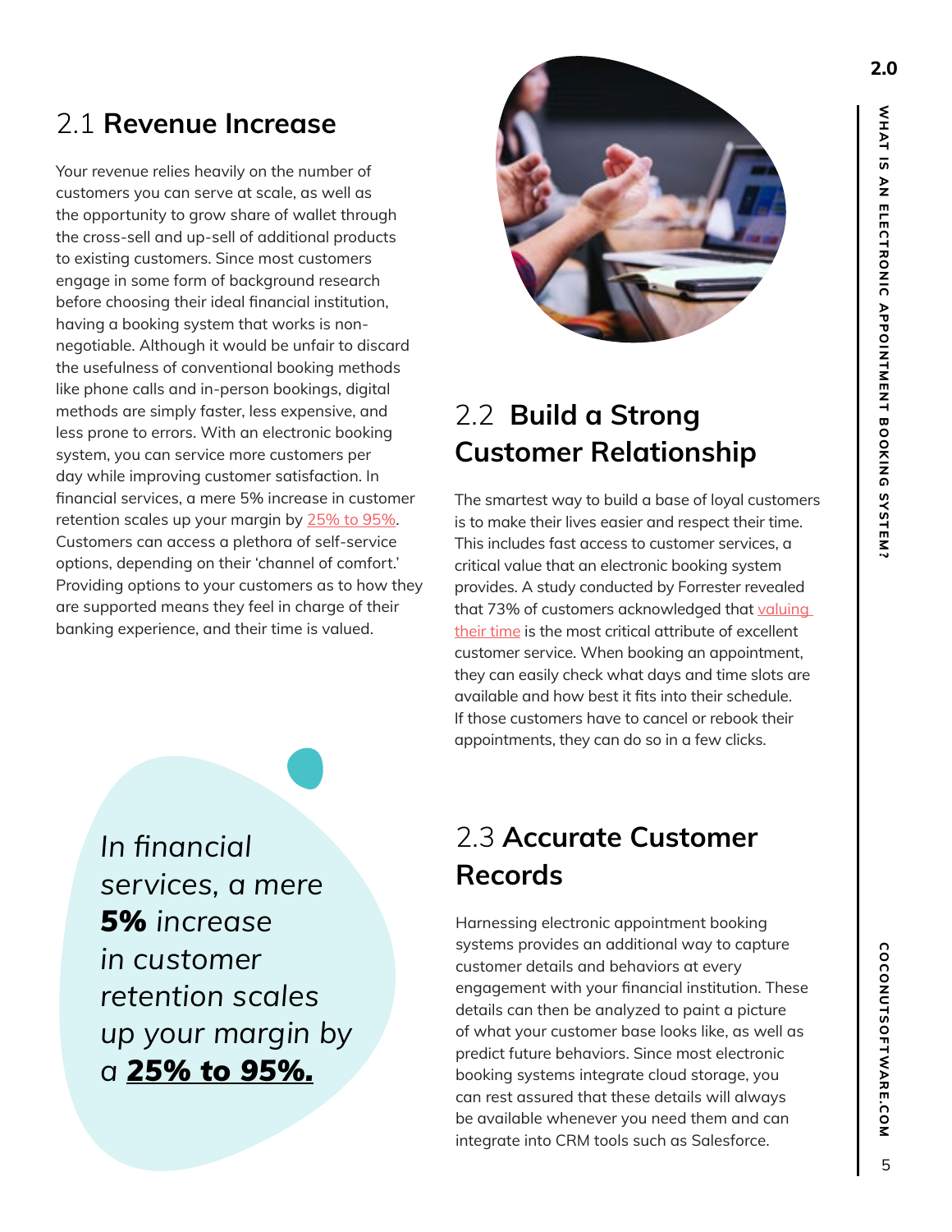## 2.1 **Revenue Increase**

Your revenue relies heavily on the number of customers you can serve at scale, as well as the opportunity to grow share of wallet through the cross-sell and up-sell of additional products to existing customers. Since most customers engage in some form of background research before choosing their ideal financial institution, having a booking system that works is non-negotiable. Although it would be unfair to discard the usefulness of conventional booking methods like phone calls and in-person bookings, digital methods are simply faster, less expensive, and less prone to errors. With an electronic booking system, you can service more customers per day while improving customer satisfaction. In financial services, a mere 5% increase in customer retention scales up your margin by 25% to 95%. Customers can access a plethora of self-service options, depending on their 'channel of comfort.' Providing options to your customers as to how they are supported means they feel in charge of their banking experience, and their time is valued.

*In financial services, a mere* ***5%*** *increase in customer retention scales up your margin by a* ***25% to 95%.***

## 2.2 **Build a Strong Customer Relationship**

The smartest way to build a base of loyal customers is to make their lives easier and respect their time. This includes fast access to customer services, a critical value that an electronic booking system provides. A study conducted by Forrester revealed that 73% of customers acknowledged that valuing their time is the most critical attribute of excellent customer service. When booking an appointment, they can easily check what days and time slots are available and how best it fits into their schedule. If those customers have to cancel or rebook their appointments, they can do so in a few clicks.

## 2.3 **Accurate Customer Records**

Harnessing electronic appointment booking systems provides an additional way to capture customer details and behaviors at every engagement with your financial institution. These details can then be analyzed to paint a picture of what your customer base looks like, as well as predict future behaviors. Since most electronic booking systems integrate cloud storage, you can rest assured that these details will always be available whenever you need them and can integrate into CRM tools such as Salesforce.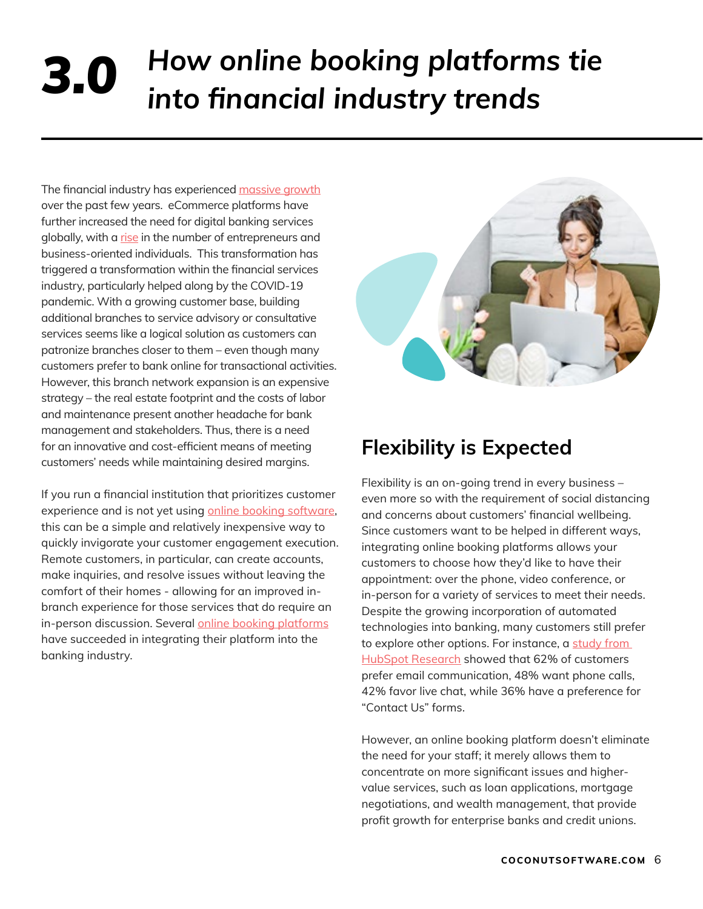# 3.0 *How online booking platforms tie into financial industry trends*

The financial industry has experienced massive growth over the past few years. eCommerce platforms have further increased the need for digital banking services globally, with a rise in the number of entrepreneurs and business-oriented individuals. This transformation has triggered a transformation within the financial services industry, particularly helped along by the COVID-19 pandemic. With a growing customer base, building additional branches to service advisory or consultative services seems like a logical solution as customers can patronize branches closer to them – even though many customers prefer to bank online for transactional activities. However, this branch network expansion is an expensive strategy – the real estate footprint and the costs of labor and maintenance present another headache for bank management and stakeholders. Thus, there is a need for an innovative and cost-efficient means of meeting customers' needs while maintaining desired margins.

If you run a financial institution that prioritizes customer experience and is not yet using online booking software, this can be a simple and relatively inexpensive way to quickly invigorate your customer engagement execution. Remote customers, in particular, can create accounts, make inquiries, and resolve issues without leaving the comfort of their homes - allowing for an improved in-branch experience for those services that do require an in-person discussion. Several online booking platforms have succeeded in integrating their platform into the banking industry.

## Flexibility is Expected

Flexibility is an on-going trend in every business – even more so with the requirement of social distancing and concerns about customers' financial wellbeing. Since customers want to be helped in different ways, integrating online booking platforms allows your customers to choose how they'd like to have their appointment: over the phone, video conference, or in-person for a variety of services to meet their needs. Despite the growing incorporation of automated technologies into banking, many customers still prefer to explore other options. For instance, a study from HubSpot Research showed that 62% of customers prefer email communication, 48% want phone calls, 42% favor live chat, while 36% have a preference for "Contact Us" forms.

However, an online booking platform doesn't eliminate the need for your staff; it merely allows them to concentrate on more significant issues and higher-value services, such as loan applications, mortgage negotiations, and wealth management, that provide profit growth for enterprise banks and credit unions.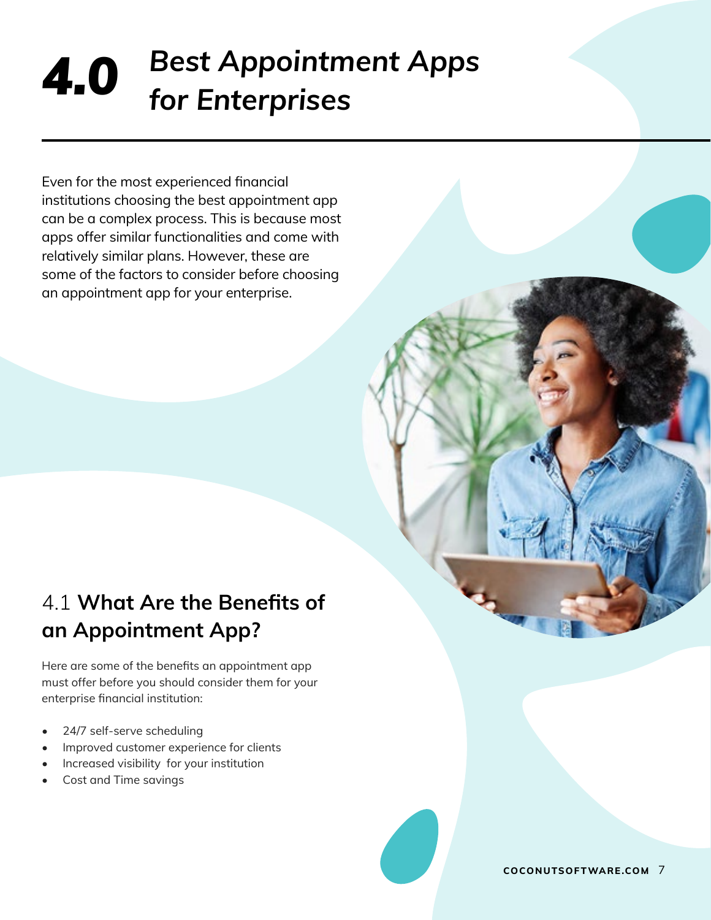# 4.0 *Best Appointment Apps for Enterprises*

Even for the most experienced financial institutions choosing the best appointment app can be a complex process. This is because most apps offer similar functionalities and come with relatively similar plans. However, these are some of the factors to consider before choosing an appointment app for your enterprise.

## 4.1 **What Are the Benefits of an Appointment App?**

Here are some of the benefits an appointment app must offer before you should consider them for your enterprise financial institution:

- 24/7 self-serve scheduling
- Improved customer experience for clients
- Increased visibility for your institution
- Cost and Time savings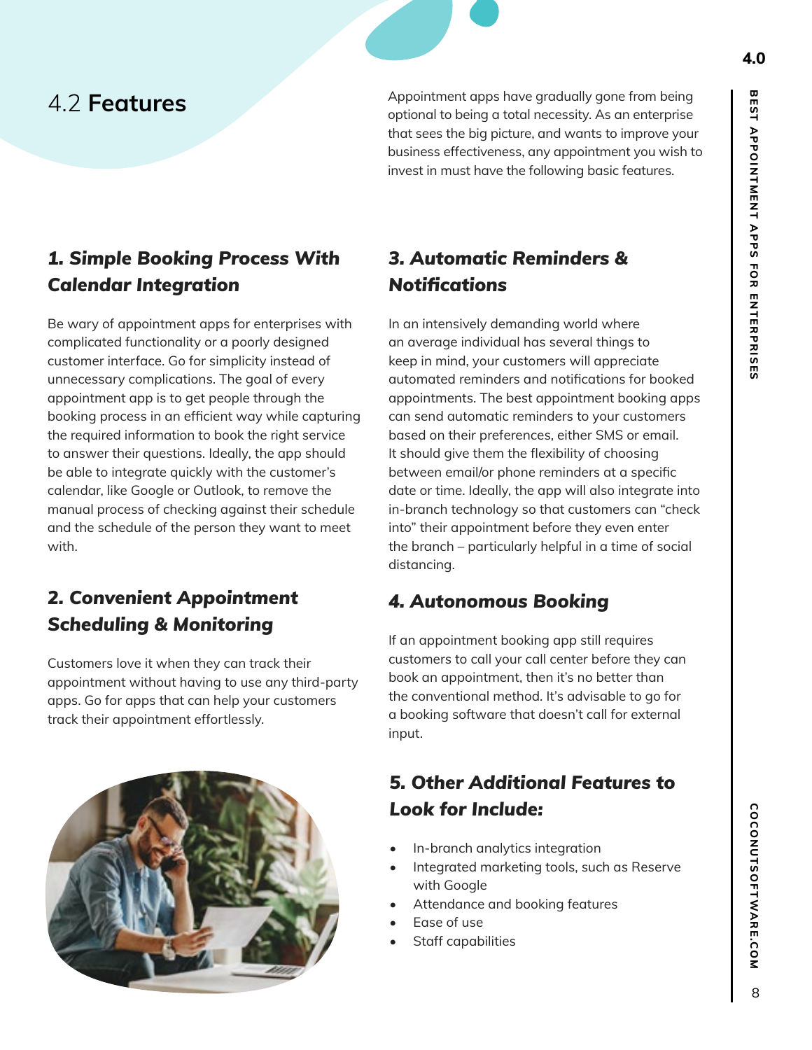## 4.2 **Features**

Appointment apps have gradually gone from being optional to being a total necessity. As an enterprise that sees the big picture, and wants to improve your business effectiveness, any appointment you wish to invest in must have the following basic features.

### *1. Simple Booking Process With Calendar Integration*

Be wary of appointment apps for enterprises with complicated functionality or a poorly designed customer interface. Go for simplicity instead of unnecessary complications. The goal of every appointment app is to get people through the booking process in an efficient way while capturing the required information to book the right service to answer their questions. Ideally, the app should be able to integrate quickly with the customer's calendar, like Google or Outlook, to remove the manual process of checking against their schedule and the schedule of the person they want to meet with.

### *2. Convenient Appointment Scheduling & Monitoring*

Customers love it when they can track their appointment without having to use any third-party apps. Go for apps that can help your customers track their appointment effortlessly.

### *3. Automatic Reminders & Notifications*

In an intensively demanding world where an average individual has several things to keep in mind, your customers will appreciate automated reminders and notifications for booked appointments. The best appointment booking apps can send automatic reminders to your customers based on their preferences, either SMS or email. It should give them the flexibility of choosing between email/or phone reminders at a specific date or time. Ideally, the app will also integrate into in-branch technology so that customers can "check into" their appointment before they even enter the branch – particularly helpful in a time of social distancing.

### *4. Autonomous Booking*

If an appointment booking app still requires customers to call your call center before they can book an appointment, then it's no better than the conventional method. It's advisable to go for a booking software that doesn't call for external input.

### *5. Other Additional Features to Look for Include:*

- In-branch analytics integration
- Integrated marketing tools, such as Reserve with Google
- Attendance and booking features
- Ease of use
- Staff capabilities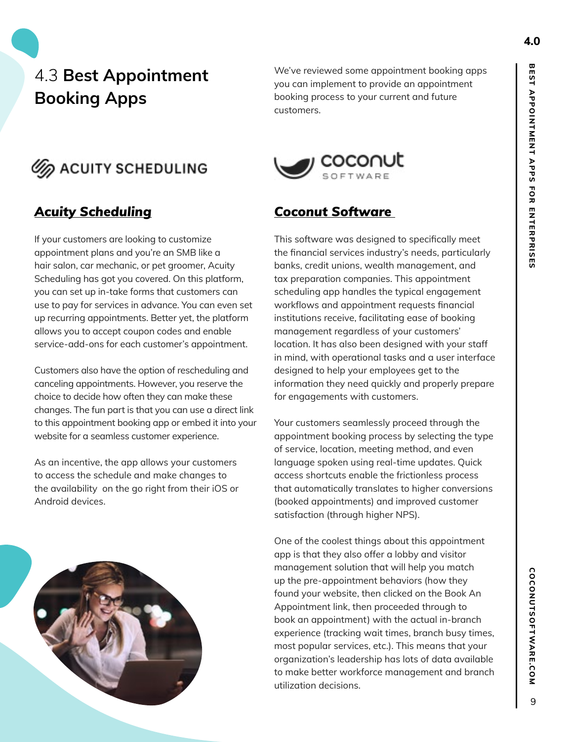# 4.3 **Best Appointment Booking Apps**

We've reviewed some appointment booking apps you can implement to provide an appointment booking process to your current and future customers.

## ***Acuity Scheduling***

If your customers are looking to customize appointment plans and you're an SMB like a hair salon, car mechanic, or pet groomer, Acuity Scheduling has got you covered. On this platform, you can set up in-take forms that customers can use to pay for services in advance. You can even set up recurring appointments. Better yet, the platform allows you to accept coupon codes and enable service-add-ons for each customer's appointment.

Customers also have the option of rescheduling and canceling appointments. However, you reserve the choice to decide how often they can make these changes. The fun part is that you can use a direct link to this appointment booking app or embed it into your website for a seamless customer experience.

As an incentive, the app allows your customers to access the schedule and make changes to the availability on the go right from their iOS or Android devices.

## ***Coconut Software***

This software was designed to specifically meet the financial services industry's needs, particularly banks, credit unions, wealth management, and tax preparation companies. This appointment scheduling app handles the typical engagement workflows and appointment requests financial institutions receive, facilitating ease of booking management regardless of your customers' location. It has also been designed with your staff in mind, with operational tasks and a user interface designed to help your employees get to the information they need quickly and properly prepare for engagements with customers.

Your customers seamlessly proceed through the appointment booking process by selecting the type of service, location, meeting method, and even language spoken using real-time updates. Quick access shortcuts enable the frictionless process that automatically translates to higher conversions (booked appointments) and improved customer satisfaction (through higher NPS).

One of the coolest things about this appointment app is that they also offer a lobby and visitor management solution that will help you match up the pre-appointment behaviors (how they found your website, then clicked on the Book An Appointment link, then proceeded through to book an appointment) with the actual in-branch experience (tracking wait times, branch busy times, most popular services, etc.). This means that your organization's leadership has lots of data available to make better workforce management and branch utilization decisions.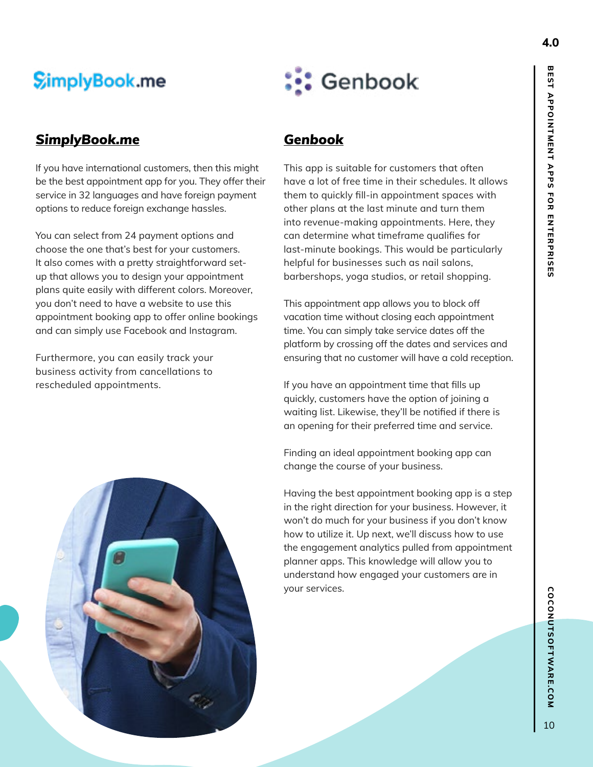## *SimplyBook.me*

If you have international customers, then this might be the best appointment app for you. They offer their service in 32 languages and have foreign payment options to reduce foreign exchange hassles.

You can select from 24 payment options and choose the one that's best for your customers. It also comes with a pretty straightforward set-up that allows you to design your appointment plans quite easily with different colors. Moreover, you don't need to have a website to use this appointment booking app to offer online bookings and can simply use Facebook and Instagram.

Furthermore, you can easily track your business activity from cancellations to rescheduled appointments.

## *Genbook*

This app is suitable for customers that often have a lot of free time in their schedules. It allows them to quickly fill-in appointment spaces with other plans at the last minute and turn them into revenue-making appointments. Here, they can determine what timeframe qualifies for last-minute bookings. This would be particularly helpful for businesses such as nail salons, barbershops, yoga studios, or retail shopping.

This appointment app allows you to block off vacation time without closing each appointment time. You can simply take service dates off the platform by crossing off the dates and services and ensuring that no customer will have a cold reception.

If you have an appointment time that fills up quickly, customers have the option of joining a waiting list. Likewise, they'll be notified if there is an opening for their preferred time and service.

Finding an ideal appointment booking app can change the course of your business.

Having the best appointment booking app is a step in the right direction for your business. However, it won't do much for your business if you don't know how to utilize it. Up next, we'll discuss how to use the engagement analytics pulled from appointment planner apps. This knowledge will allow you to understand how engaged your customers are in your services.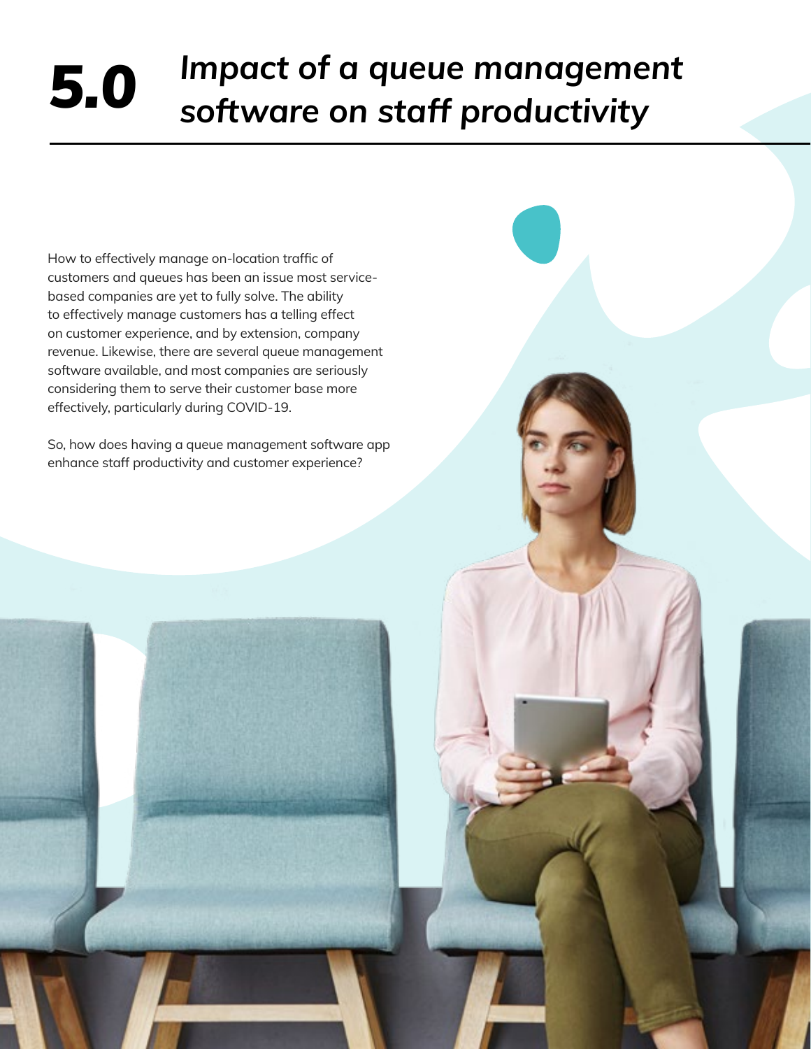# 5.0 *Impact of a queue management software on staff productivity*

How to effectively manage on-location traffic of customers and queues has been an issue most service-based companies are yet to fully solve. The ability to effectively manage customers has a telling effect on customer experience, and by extension, company revenue. Likewise, there are several queue management software available, and most companies are seriously considering them to serve their customer base more effectively, particularly during COVID-19.

So, how does having a queue management software app enhance staff productivity and customer experience?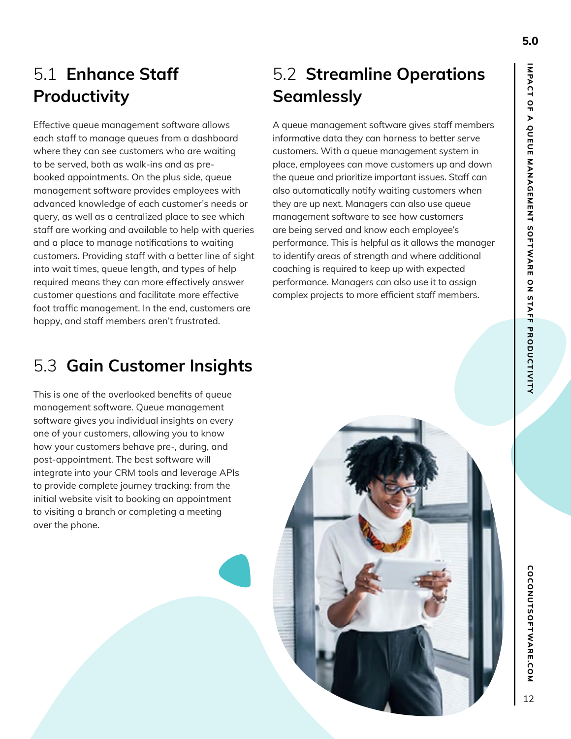## 5.1 Enhance Staff Productivity

Effective queue management software allows each staff to manage queues from a dashboard where they can see customers who are waiting to be served, both as walk-ins and as pre-booked appointments. On the plus side, queue management software provides employees with advanced knowledge of each customer's needs or query, as well as a centralized place to see which staff are working and available to help with queries and a place to manage notifications to waiting customers. Providing staff with a better line of sight into wait times, queue length, and types of help required means they can more effectively answer customer questions and facilitate more effective foot traffic management. In the end, customers are happy, and staff members aren't frustrated.

## 5.2 Streamline Operations Seamlessly

A queue management software gives staff members informative data they can harness to better serve customers. With a queue management system in place, employees can move customers up and down the queue and prioritize important issues. Staff can also automatically notify waiting customers when they are up next. Managers can also use queue management software to see how customers are being served and know each employee's performance. This is helpful as it allows the manager to identify areas of strength and where additional coaching is required to keep up with expected performance. Managers can also use it to assign complex projects to more efficient staff members.

## 5.3 Gain Customer Insights

This is one of the overlooked benefits of queue management software. Queue management software gives you individual insights on every one of your customers, allowing you to know how your customers behave pre-, during, and post-appointment. The best software will integrate into your CRM tools and leverage APIs to provide complete journey tracking: from the initial website visit to booking an appointment to visiting a branch or completing a meeting over the phone.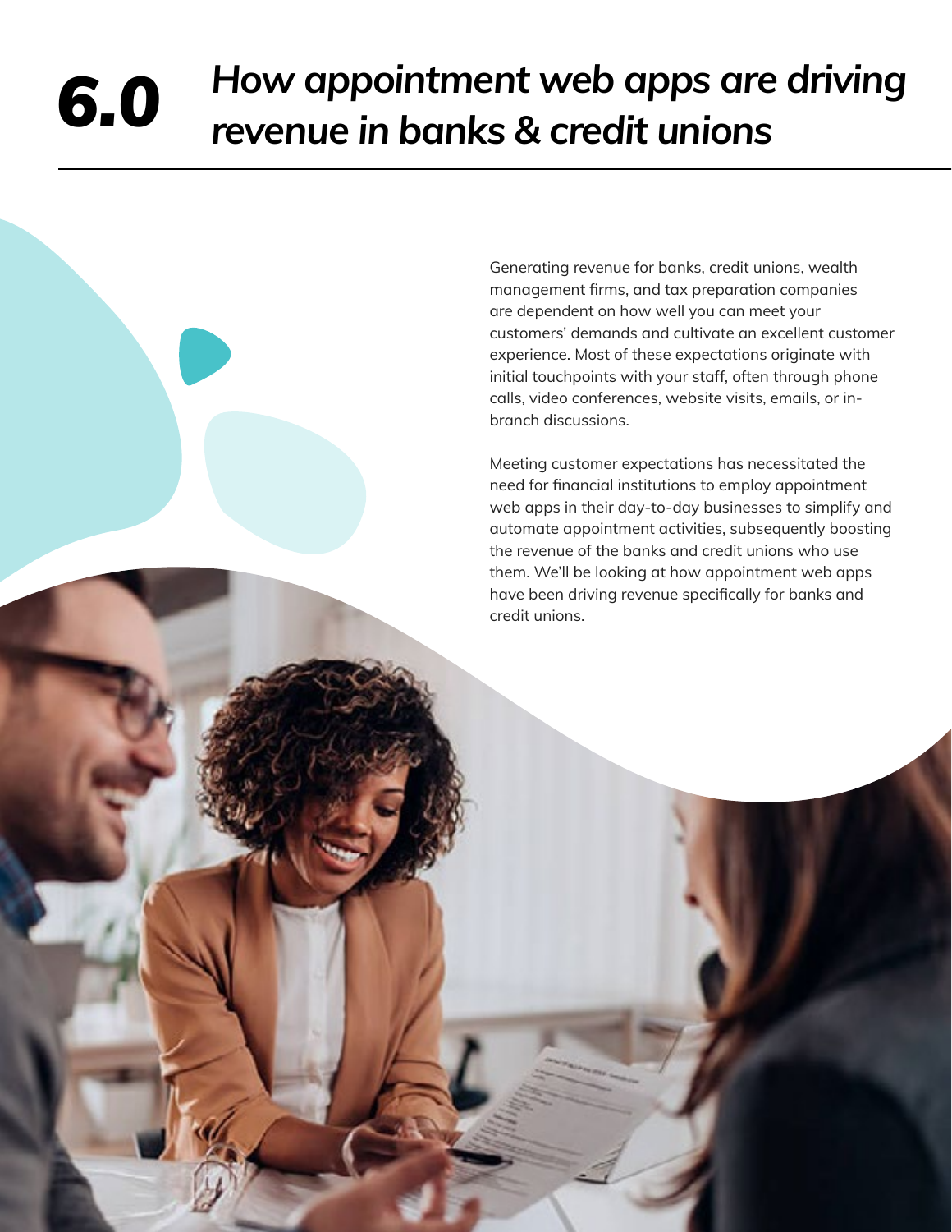# 6.0 *How appointment web apps are driving revenue in banks & credit unions*

Generating revenue for banks, credit unions, wealth management firms, and tax preparation companies are dependent on how well you can meet your customers' demands and cultivate an excellent customer experience. Most of these expectations originate with initial touchpoints with your staff, often through phone calls, video conferences, website visits, emails, or in-branch discussions.

Meeting customer expectations has necessitated the need for financial institutions to employ appointment web apps in their day-to-day businesses to simplify and automate appointment activities, subsequently boosting the revenue of the banks and credit unions who use them. We'll be looking at how appointment web apps have been driving revenue specifically for banks and credit unions.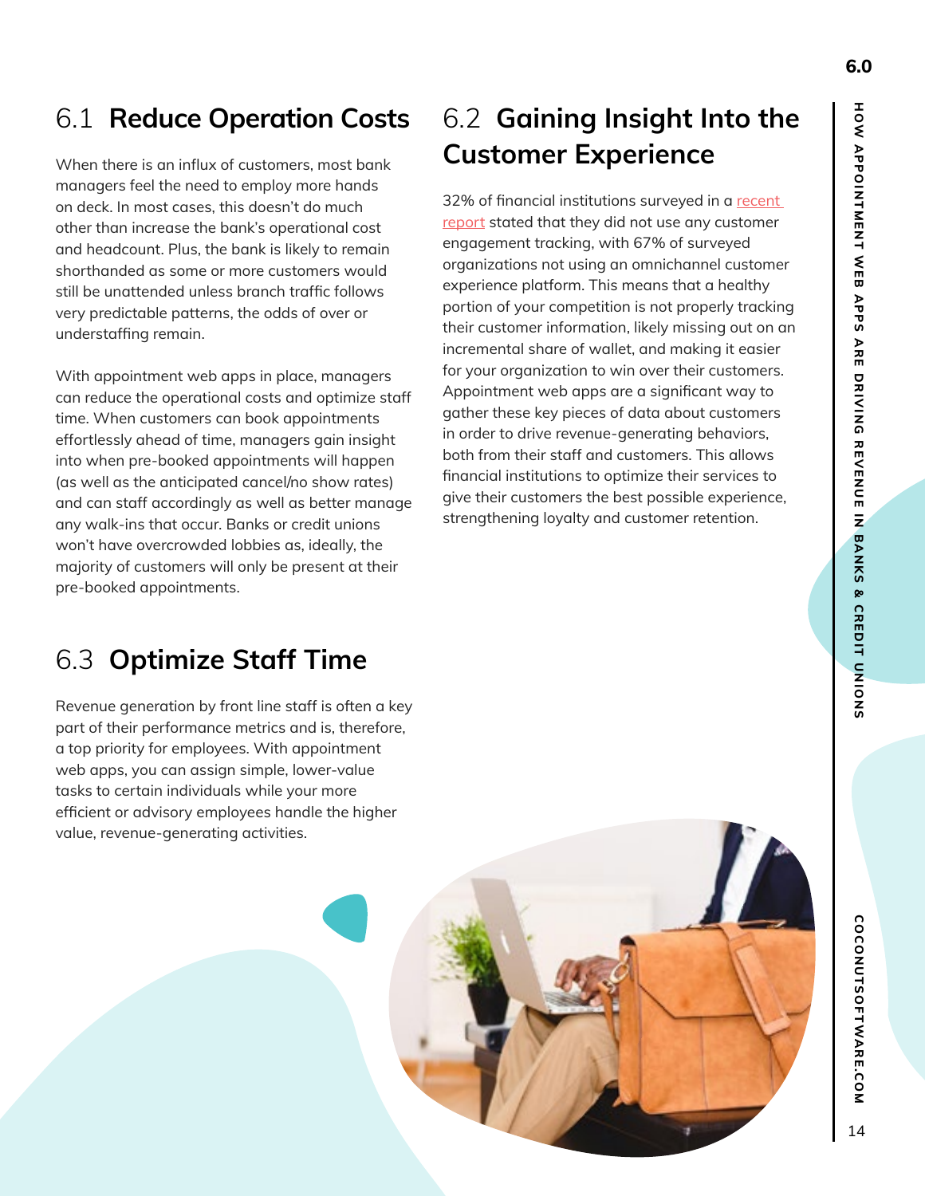## 6.1 Reduce Operation Costs

When there is an influx of customers, most bank managers feel the need to employ more hands on deck. In most cases, this doesn't do much other than increase the bank's operational cost and headcount. Plus, the bank is likely to remain shorthanded as some or more customers would still be unattended unless branch traffic follows very predictable patterns, the odds of over or understaffing remain.

With appointment web apps in place, managers can reduce the operational costs and optimize staff time. When customers can book appointments effortlessly ahead of time, managers gain insight into when pre-booked appointments will happen (as well as the anticipated cancel/no show rates) and can staff accordingly as well as better manage any walk-ins that occur. Banks or credit unions won't have overcrowded lobbies as, ideally, the majority of customers will only be present at their pre-booked appointments.

## 6.2 Gaining Insight Into the Customer Experience

32% of financial institutions surveyed in a recent report stated that they did not use any customer engagement tracking, with 67% of surveyed organizations not using an omnichannel customer experience platform. This means that a healthy portion of your competition is not properly tracking their customer information, likely missing out on an incremental share of wallet, and making it easier for your organization to win over their customers. Appointment web apps are a significant way to gather these key pieces of data about customers in order to drive revenue-generating behaviors, both from their staff and customers. This allows financial institutions to optimize their services to give their customers the best possible experience, strengthening loyalty and customer retention.

## 6.3 Optimize Staff Time

Revenue generation by front line staff is often a key part of their performance metrics and is, therefore, a top priority for employees. With appointment web apps, you can assign simple, lower-value tasks to certain individuals while your more efficient or advisory employees handle the higher value, revenue-generating activities.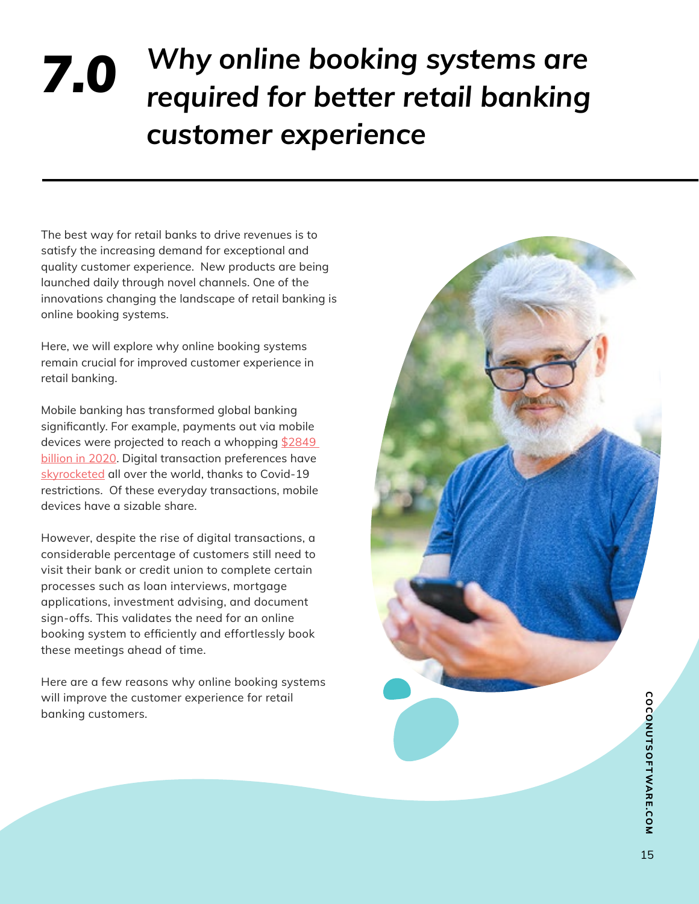# 7.0 *Why online booking systems are required for better retail banking customer experience*

The best way for retail banks to drive revenues is to satisfy the increasing demand for exceptional and quality customer experience. New products are being launched daily through novel channels. One of the innovations changing the landscape of retail banking is online booking systems.

Here, we will explore why online booking systems remain crucial for improved customer experience in retail banking.

Mobile banking has transformed global banking significantly. For example, payments out via mobile devices were projected to reach a whopping $2849 billion in 2020. Digital transaction preferences have skyrocketed all over the world, thanks to Covid-19 restrictions. Of these everyday transactions, mobile devices have a sizable share.

However, despite the rise of digital transactions, a considerable percentage of customers still need to visit their bank or credit union to complete certain processes such as loan interviews, mortgage applications, investment advising, and document sign-offs. This validates the need for an online booking system to efficiently and effortlessly book these meetings ahead of time.

Here are a few reasons why online booking systems will improve the customer experience for retail banking customers.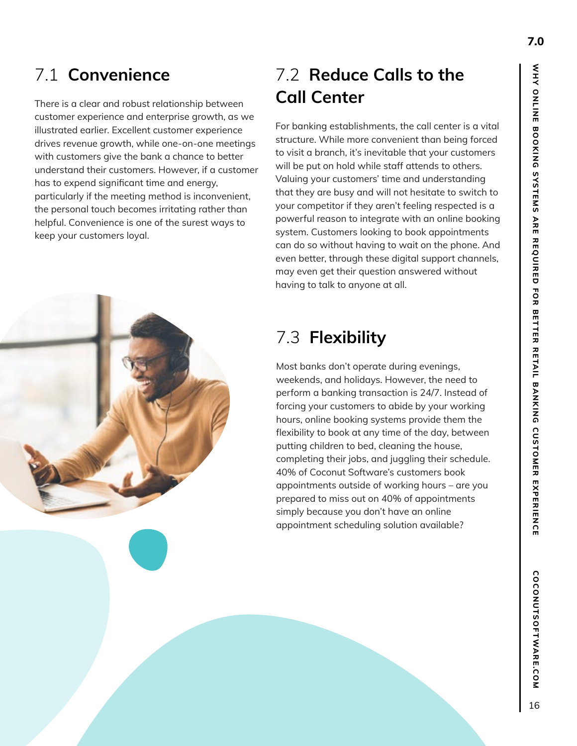## 7.1 **Convenience**

There is a clear and robust relationship between customer experience and enterprise growth, as we illustrated earlier. Excellent customer experience drives revenue growth, while one-on-one meetings with customers give the bank a chance to better understand their customers. However, if a customer has to expend significant time and energy, particularly if the meeting method is inconvenient, the personal touch becomes irritating rather than helpful. Convenience is one of the surest ways to keep your customers loyal.

## 7.2 **Reduce Calls to the Call Center**

For banking establishments, the call center is a vital structure. While more convenient than being forced to visit a branch, it's inevitable that your customers will be put on hold while staff attends to others. Valuing your customers' time and understanding that they are busy and will not hesitate to switch to your competitor if they aren't feeling respected is a powerful reason to integrate with an online booking system. Customers looking to book appointments can do so without having to wait on the phone. And even better, through these digital support channels, may even get their question answered without having to talk to anyone at all.

## 7.3 **Flexibility**

Most banks don't operate during evenings, weekends, and holidays. However, the need to perform a banking transaction is 24/7. Instead of forcing your customers to abide by your working hours, online booking systems provide them the flexibility to book at any time of the day, between putting children to bed, cleaning the house, completing their jobs, and juggling their schedule. 40% of Coconut Software's customers book appointments outside of working hours – are you prepared to miss out on 40% of appointments simply because you don't have an online appointment scheduling solution available?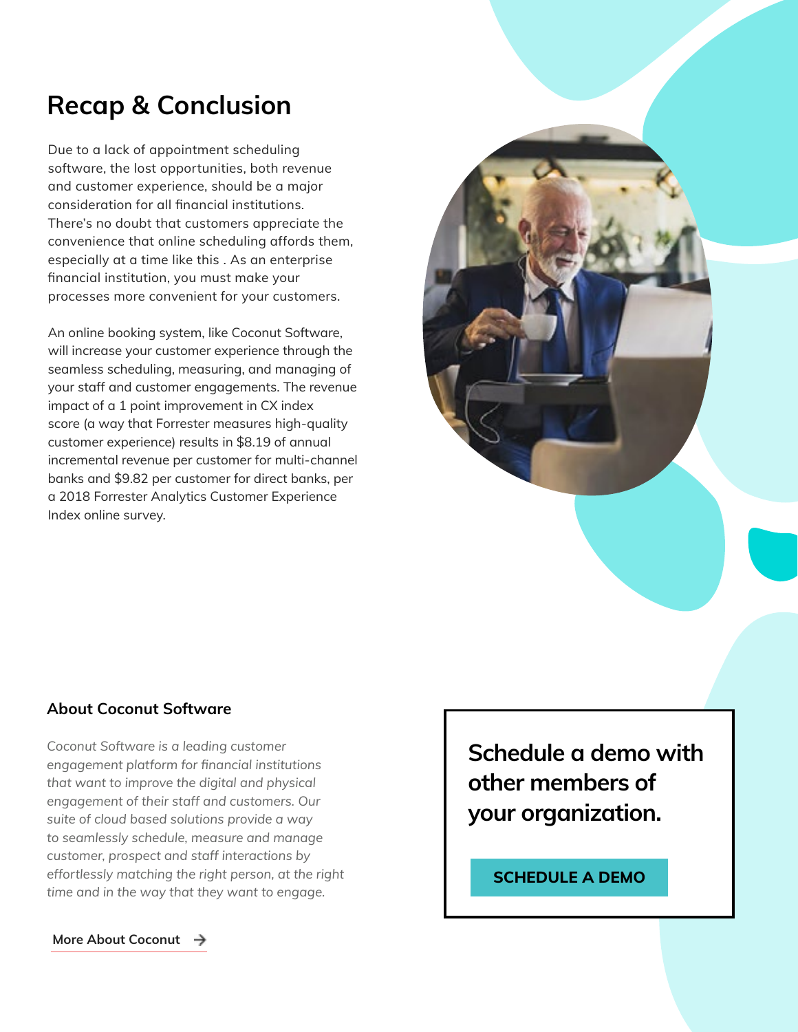# Recap & Conclusion

Due to a lack of appointment scheduling software, the lost opportunities, both revenue and customer experience, should be a major consideration for all financial institutions. There's no doubt that customers appreciate the convenience that online scheduling affords them, especially at a time like this . As an enterprise financial institution, you must make your processes more convenient for your customers.

An online booking system, like Coconut Software, will increase your customer experience through the seamless scheduling, measuring, and managing of your staff and customer engagements. The revenue impact of a 1 point improvement in CX index score (a way that Forrester measures high-quality customer experience) results in $8.19 of annual incremental revenue per customer for multi-channel banks and $9.82 per customer for direct banks, per a 2018 Forrester Analytics Customer Experience Index online survey.

## About Coconut Software

*Coconut Software is a leading customer engagement platform for financial institutions that want to improve the digital and physical engagement of their staff and customers. Our suite of cloud based solutions provide a way to seamlessly schedule, measure and manage customer, prospect and staff interactions by effortlessly matching the right person, at the right time and in the way that they want to engage.*

More About Coconut →

**Schedule a demo with other members of your organization.**

SCHEDULE A DEMO